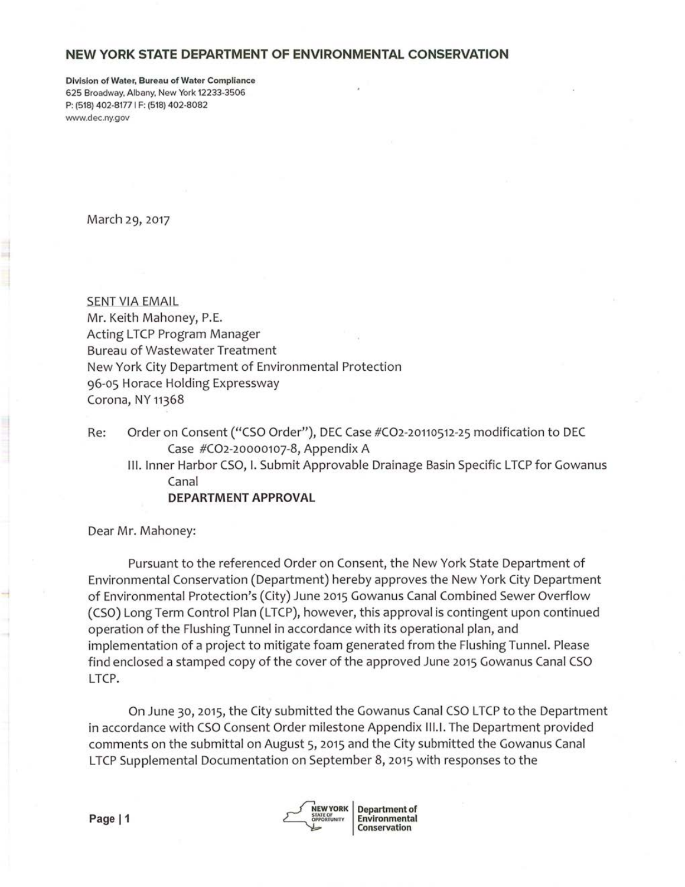# NEW YORK STATE DEPARTMENT OF ENVIRONMENTAL CONSERVATION

**Division of Water, Bureau of Water Compliance**
625 Broadway, Albany, New York 12233-3506
P: (518) 402-8177 | F: (518) 402-8082
www.dec.ny.gov

March 29, 2017

SENT VIA EMAIL
Mr. Keith Mahoney, P.E.
Acting LTCP Program Manager
Bureau of Wastewater Treatment
New York City Department of Environmental Protection
96-05 Horace Holding Expressway
Corona, NY 11368

Re: Order on Consent ("CSO Order"), DEC Case #CO2-20110512-25 modification to DEC Case #CO2-20000107-8, Appendix A
III. Inner Harbor CSO, I. Submit Approvable Drainage Basin Specific LTCP for Gowanus Canal
**DEPARTMENT APPROVAL**

Dear Mr. Mahoney:

Pursuant to the referenced Order on Consent, the New York State Department of Environmental Conservation (Department) hereby approves the New York City Department of Environmental Protection's (City) June 2015 Gowanus Canal Combined Sewer Overflow (CSO) Long Term Control Plan (LTCP), however, this approval is contingent upon continued operation of the Flushing Tunnel in accordance with its operational plan, and implementation of a project to mitigate foam generated from the Flushing Tunnel. Please find enclosed a stamped copy of the cover of the approved June 2015 Gowanus Canal CSO LTCP.

On June 30, 2015, the City submitted the Gowanus Canal CSO LTCP to the Department in accordance with CSO Consent Order milestone Appendix III.I. The Department provided comments on the submittal on August 5, 2015 and the City submitted the Gowanus Canal LTCP Supplemental Documentation on September 8, 2015 with responses to the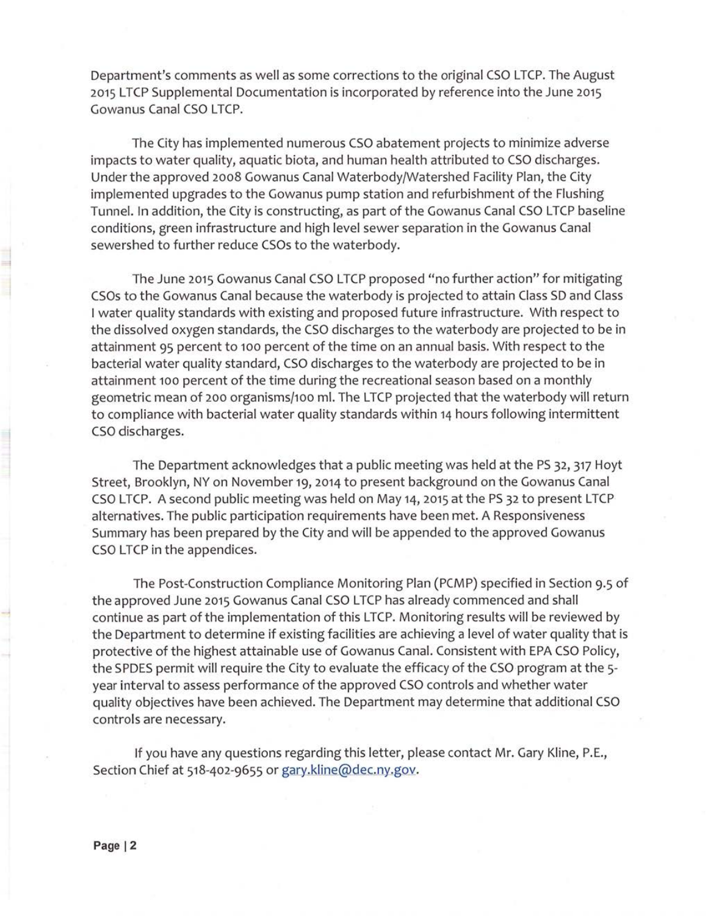Department's comments as well as some corrections to the original CSO LTCP. The August 2015 LTCP Supplemental Documentation is incorporated by reference into the June 2015 Gowanus Canal CSO LTCP.

The City has implemented numerous CSO abatement projects to minimize adverse impacts to water quality, aquatic biota, and human health attributed to CSO discharges. Under the approved 2008 Gowanus Canal Waterbody/Watershed Facility Plan, the City implemented upgrades to the Gowanus pump station and refurbishment of the Flushing Tunnel. In addition, the City is constructing, as part of the Gowanus Canal CSO LTCP baseline conditions, green infrastructure and high level sewer separation in the Gowanus Canal sewershed to further reduce CSOs to the waterbody.

The June 2015 Gowanus Canal CSO LTCP proposed "no further action" for mitigating CSOs to the Gowanus Canal because the waterbody is projected to attain Class SD and Class I water quality standards with existing and proposed future infrastructure. With respect to the dissolved oxygen standards, the CSO discharges to the waterbody are projected to be in attainment 95 percent to 100 percent of the time on an annual basis. With respect to the bacterial water quality standard, CSO discharges to the waterbody are projected to be in attainment 100 percent of the time during the recreational season based on a monthly geometric mean of 200 organisms/100 ml. The LTCP projected that the waterbody will return to compliance with bacterial water quality standards within 14 hours following intermittent CSO discharges.

The Department acknowledges that a public meeting was held at the PS 32, 317 Hoyt Street, Brooklyn, NY on November 19, 2014 to present background on the Gowanus Canal CSO LTCP. A second public meeting was held on May 14, 2015 at the PS 32 to present LTCP alternatives. The public participation requirements have been met. A Responsiveness Summary has been prepared by the City and will be appended to the approved Gowanus CSO LTCP in the appendices.

The Post-Construction Compliance Monitoring Plan (PCMP) specified in Section 9.5 of the approved June 2015 Gowanus Canal CSO LTCP has already commenced and shall continue as part of the implementation of this LTCP. Monitoring results will be reviewed by the Department to determine if existing facilities are achieving a level of water quality that is protective of the highest attainable use of Gowanus Canal. Consistent with EPA CSO Policy, the SPDES permit will require the City to evaluate the efficacy of the CSO program at the 5-year interval to assess performance of the approved CSO controls and whether water quality objectives have been achieved. The Department may determine that additional CSO controls are necessary.

If you have any questions regarding this letter, please contact Mr. Gary Kline, P.E., Section Chief at 518-402-9655 or gary.kline@dec.ny.gov.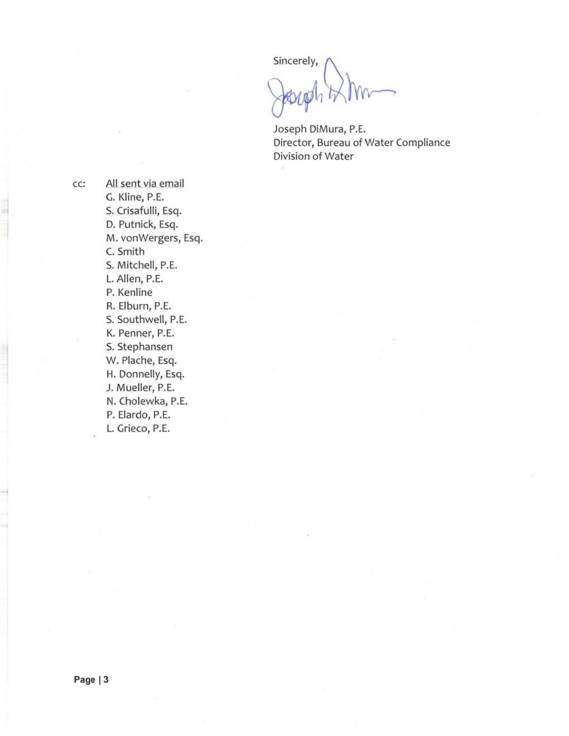Sincerely,

Joseph DiMura, P.E.
Director, Bureau of Water Compliance
Division of Water

cc: All sent via email

G. Kline, P.E.
S. Crisafulli, Esq.
D. Putnick, Esq.
M. vonWergers, Esq.
C. Smith
S. Mitchell, P.E.
L. Allen, P.E.
P. Kenline
R. Elburn, P.E.
S. Southwell, P.E.
K. Penner, P.E.
S. Stephansen
W. Plache, Esq.
H. Donnelly, Esq.
J. Mueller, P.E.
N. Cholewka, P.E.
P. Elardo, P.E.
L. Grieco, P.E.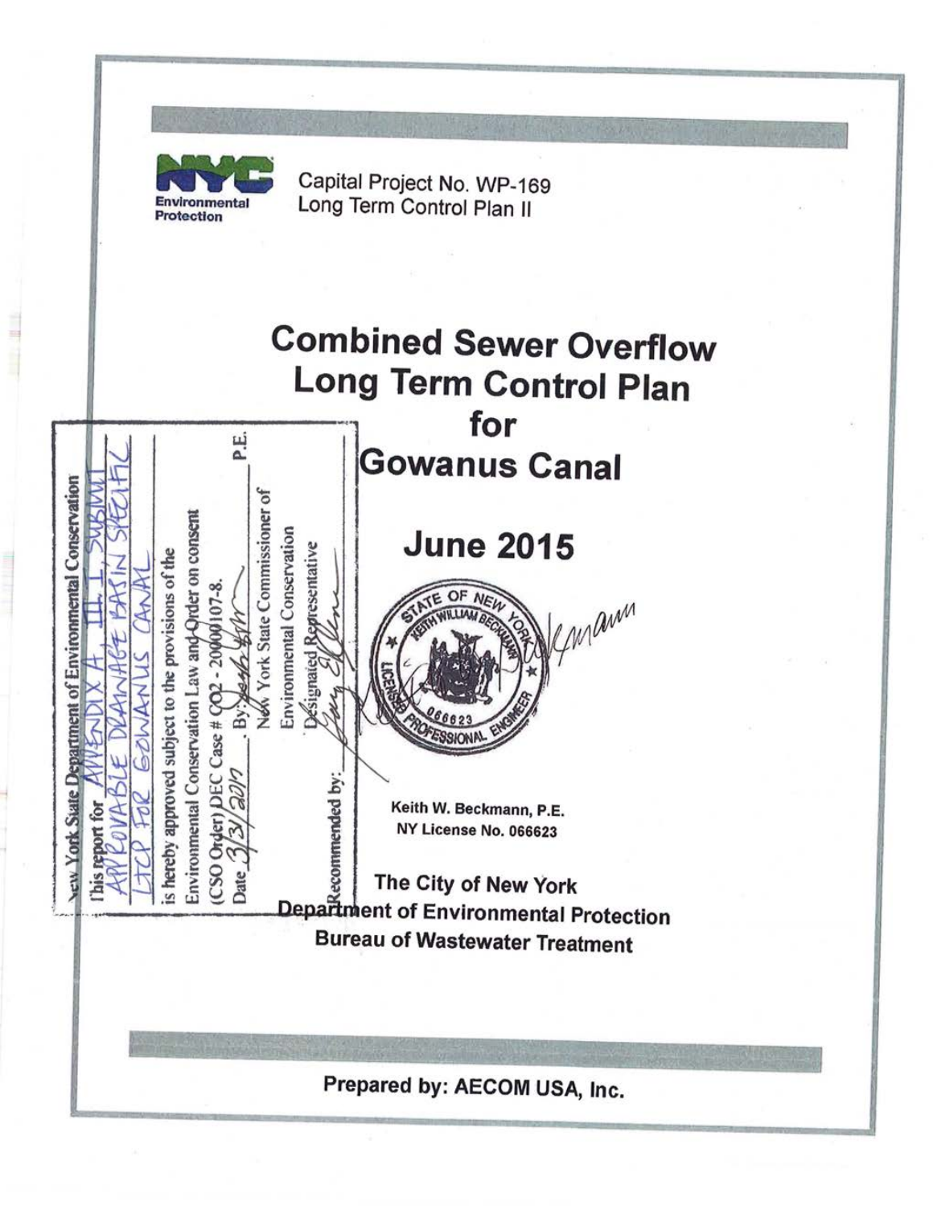Capital Project No. WP-169
Long Term Control Plan II

# Combined Sewer Overflow Long Term Control Plan for Gowanus Canal

## June 2015

New York State Department of Environmental Conservation

This report for APPENDIX A, III. I. SUBMIT APPROVABLE DRAINAGE BASIN SPECIFIC LTCP FOR GOWANUS CANAL

is hereby approved subject to the provisions of the Environmental Conservation Law and Order on consent (CSO Order) DEC Case # CO2 - 20000107-8.

Date 3/3/2017 . By: __________ P.E.

New York State Commissioner of Environmental Conservation Designated Representative

Recommended by: __________

STATE OF NEW YORK
KEITH WILLIAM BECKMANN
066623
LICENSED PROFESSIONAL ENGINEER

Keith W. Beckmann, P.E.
NY License No. 066623

**The City of New York**
**Department of Environmental Protection**
**Bureau of Wastewater Treatment**

**Prepared by: AECOM USA, Inc.**